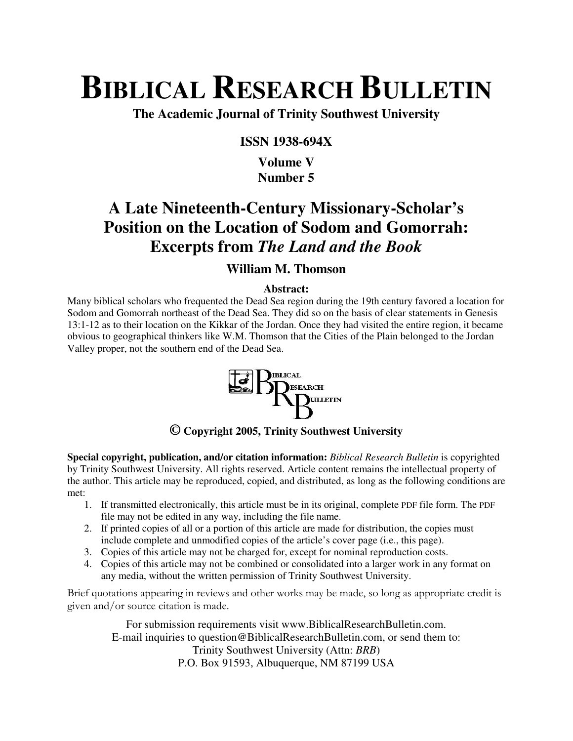# BIBLICAL RESEARCH BULLETIN

**The Academic Journal of Trinity Southwest University**

**ISSN 1938-694X**

**Volume V**
**Number 5**

## A Late Nineteenth-Century Missionary-Scholar's Position on the Location of Sodom and Gomorrah: Excerpts from *The Land and the Book*

### William M. Thomson

**Abstract:**

Many biblical scholars who frequented the Dead Sea region during the 19th century favored a location for Sodom and Gomorrah northeast of the Dead Sea. They did so on the basis of clear statements in Genesis 13:1-12 as to their location on the Kikkar of the Jordan. Once they had visited the entire region, it became obvious to geographical thinkers like W.M. Thomson that the Cities of the Plain belonged to the Jordan Valley proper, not the southern end of the Dead Sea.

**© Copyright 2005, Trinity Southwest University**

**Special copyright, publication, and/or citation information:** *Biblical Research Bulletin* is copyrighted by Trinity Southwest University. All rights reserved. Article content remains the intellectual property of the author. This article may be reproduced, copied, and distributed, as long as the following conditions are met:

1. If transmitted electronically, this article must be in its original, complete PDF file form. The PDF file may not be edited in any way, including the file name.
2. If printed copies of all or a portion of this article are made for distribution, the copies must include complete and unmodified copies of the article's cover page (i.e., this page).
3. Copies of this article may not be charged for, except for nominal reproduction costs.
4. Copies of this article may not be combined or consolidated into a larger work in any format on any media, without the written permission of Trinity Southwest University.

Brief quotations appearing in reviews and other works may be made, so long as appropriate credit is given and/or source citation is made.

For submission requirements visit www.BiblicalResearchBulletin.com.
E-mail inquiries to question@BiblicalResearchBulletin.com, or send them to:
Trinity Southwest University (Attn: *BRB*)
P.O. Box 91593, Albuquerque, NM 87199 USA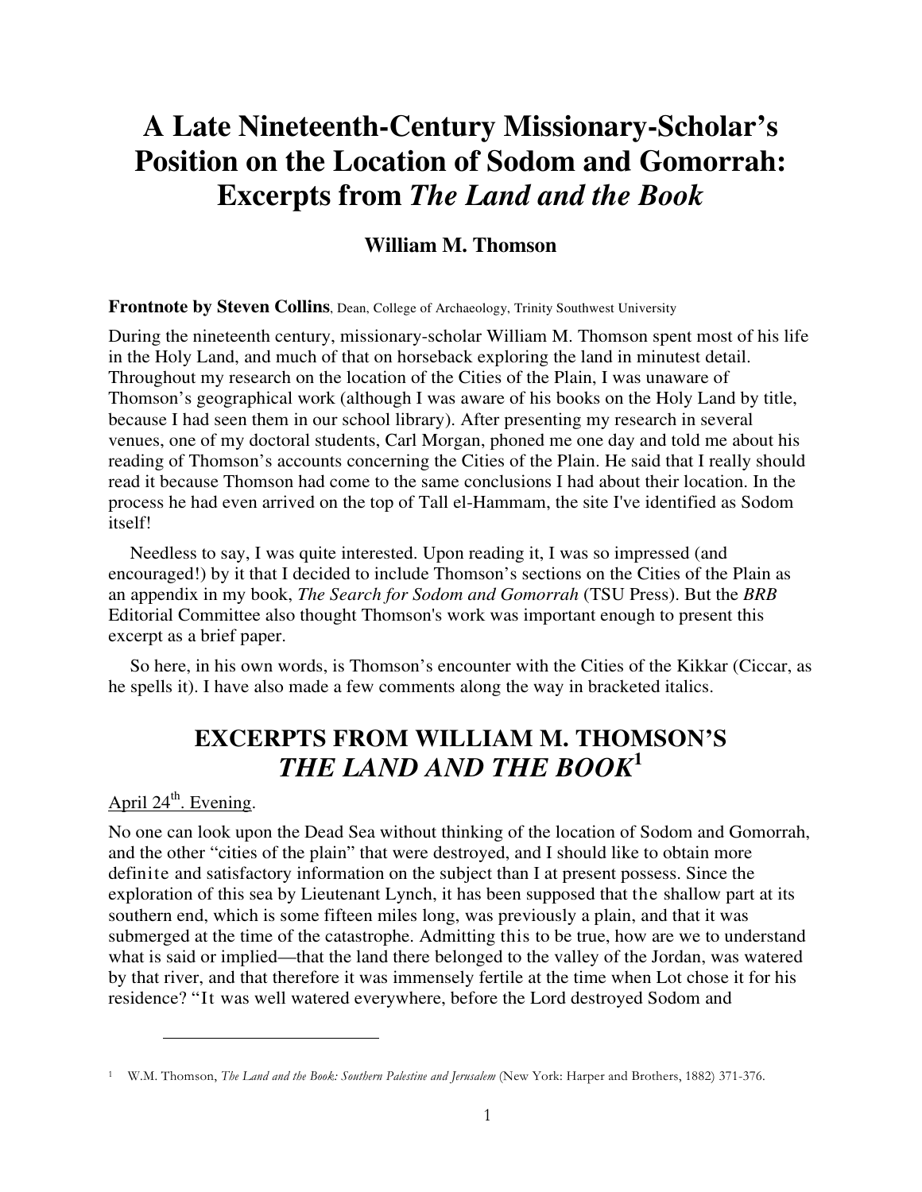# A Late Nineteenth-Century Missionary-Scholar's Position on the Location of Sodom and Gomorrah: Excerpts from *The Land and the Book*

### William M. Thomson

**Frontnote by Steven Collins**, Dean, College of Archaeology, Trinity Southwest University

During the nineteenth century, missionary-scholar William M. Thomson spent most of his life in the Holy Land, and much of that on horseback exploring the land in minutest detail. Throughout my research on the location of the Cities of the Plain, I was unaware of Thomson's geographical work (although I was aware of his books on the Holy Land by title, because I had seen them in our school library). After presenting my research in several venues, one of my doctoral students, Carl Morgan, phoned me one day and told me about his reading of Thomson's accounts concerning the Cities of the Plain. He said that I really should read it because Thomson had come to the same conclusions I had about their location. In the process he had even arrived on the top of Tall el-Hammam, the site I've identified as Sodom itself!

Needless to say, I was quite interested. Upon reading it, I was so impressed (and encouraged!) by it that I decided to include Thomson's sections on the Cities of the Plain as an appendix in my book, *The Search for Sodom and Gomorrah* (TSU Press). But the *BRB* Editorial Committee also thought Thomson's work was important enough to present this excerpt as a brief paper.

So here, in his own words, is Thomson's encounter with the Cities of the Kikkar (Ciccar, as he spells it). I have also made a few comments along the way in bracketed italics.

## EXCERPTS FROM WILLIAM M. THOMSON'S *THE LAND AND THE BOOK*[1]

April 24th. Evening.

No one can look upon the Dead Sea without thinking of the location of Sodom and Gomorrah, and the other "cities of the plain" that were destroyed, and I should like to obtain more definite and satisfactory information on the subject than I at present possess. Since the exploration of this sea by Lieutenant Lynch, it has been supposed that the shallow part at its southern end, which is some fifteen miles long, was previously a plain, and that it was submerged at the time of the catastrophe. Admitting this to be true, how are we to understand what is said or implied—that the land there belonged to the valley of the Jordan, was watered by that river, and that therefore it was immensely fertile at the time when Lot chose it for his residence? "It was well watered everywhere, before the Lord destroyed Sodom and

---

[1] W.M. Thomson, *The Land and the Book: Southern Palestine and Jerusalem* (New York: Harper and Brothers, 1882) 371-376.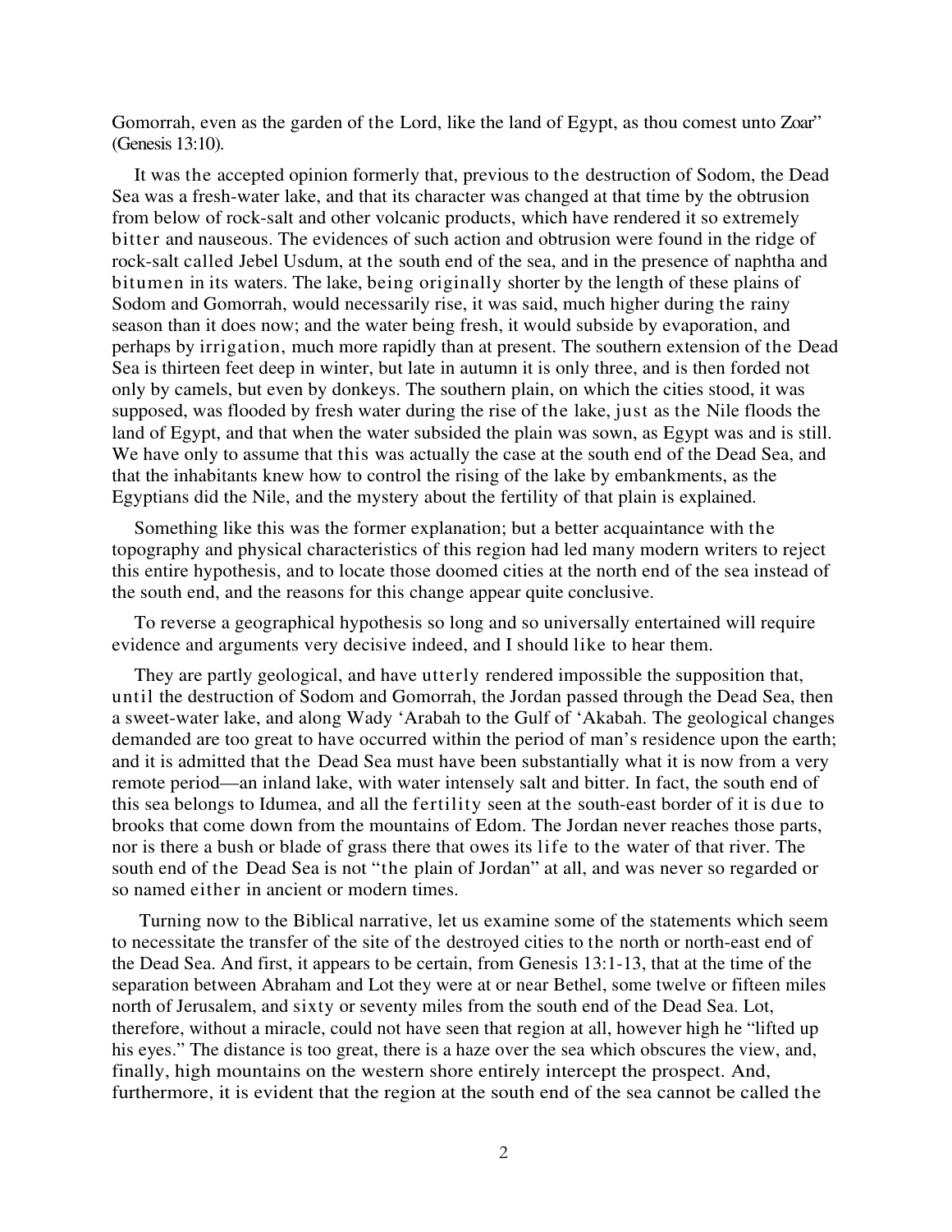Gomorrah, even as the garden of the Lord, like the land of Egypt, as thou comest unto Zoar" (Genesis 13:10).

It was the accepted opinion formerly that, previous to the destruction of Sodom, the Dead Sea was a fresh-water lake, and that its character was changed at that time by the obtrusion from below of rock-salt and other volcanic products, which have rendered it so extremely bitter and nauseous. The evidences of such action and obtrusion were found in the ridge of rock-salt called Jebel Usdum, at the south end of the sea, and in the presence of naphtha and bitumen in its waters. The lake, being originally shorter by the length of these plains of Sodom and Gomorrah, would necessarily rise, it was said, much higher during the rainy season than it does now; and the water being fresh, it would subside by evaporation, and perhaps by irrigation, much more rapidly than at present. The southern extension of the Dead Sea is thirteen feet deep in winter, but late in autumn it is only three, and is then forded not only by camels, but even by donkeys. The southern plain, on which the cities stood, it was supposed, was flooded by fresh water during the rise of the lake, just as the Nile floods the land of Egypt, and that when the water subsided the plain was sown, as Egypt was and is still. We have only to assume that this was actually the case at the south end of the Dead Sea, and that the inhabitants knew how to control the rising of the lake by embankments, as the Egyptians did the Nile, and the mystery about the fertility of that plain is explained.

Something like this was the former explanation; but a better acquaintance with the topography and physical characteristics of this region had led many modern writers to reject this entire hypothesis, and to locate those doomed cities at the north end of the sea instead of the south end, and the reasons for this change appear quite conclusive.

To reverse a geographical hypothesis so long and so universally entertained will require evidence and arguments very decisive indeed, and I should like to hear them.

They are partly geological, and have utterly rendered impossible the supposition that, until the destruction of Sodom and Gomorrah, the Jordan passed through the Dead Sea, then a sweet-water lake, and along Wady 'Arabah to the Gulf of 'Akabah. The geological changes demanded are too great to have occurred within the period of man's residence upon the earth; and it is admitted that the Dead Sea must have been substantially what it is now from a very remote period—an inland lake, with water intensely salt and bitter. In fact, the south end of this sea belongs to Idumea, and all the fertility seen at the south-east border of it is due to brooks that come down from the mountains of Edom. The Jordan never reaches those parts, nor is there a bush or blade of grass there that owes its life to the water of that river. The south end of the Dead Sea is not "the plain of Jordan" at all, and was never so regarded or so named either in ancient or modern times.

Turning now to the Biblical narrative, let us examine some of the statements which seem to necessitate the transfer of the site of the destroyed cities to the north or north-east end of the Dead Sea. And first, it appears to be certain, from Genesis 13:1-13, that at the time of the separation between Abraham and Lot they were at or near Bethel, some twelve or fifteen miles north of Jerusalem, and sixty or seventy miles from the south end of the Dead Sea. Lot, therefore, without a miracle, could not have seen that region at all, however high he "lifted up his eyes." The distance is too great, there is a haze over the sea which obscures the view, and, finally, high mountains on the western shore entirely intercept the prospect. And, furthermore, it is evident that the region at the south end of the sea cannot be called the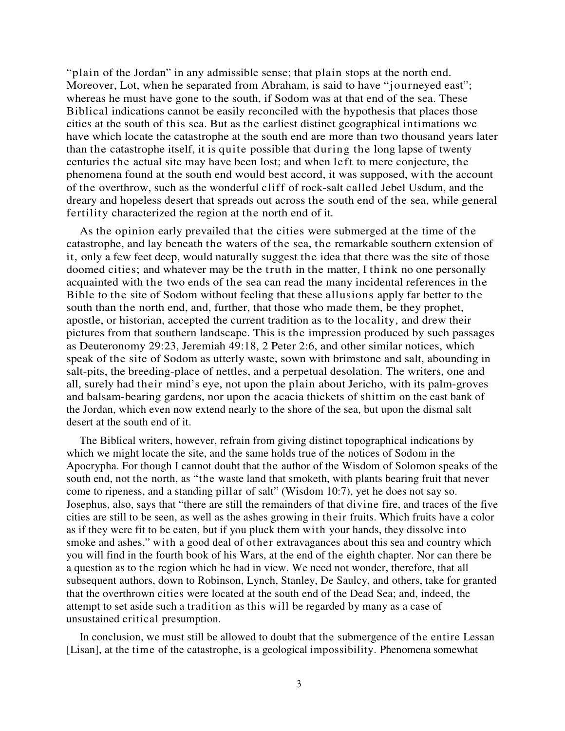"plain of the Jordan" in any admissible sense; that plain stops at the north end. Moreover, Lot, when he separated from Abraham, is said to have "journeyed east"; whereas he must have gone to the south, if Sodom was at that end of the sea. These Biblical indications cannot be easily reconciled with the hypothesis that places those cities at the south of this sea. But as the earliest distinct geographical intimations we have which locate the catastrophe at the south end are more than two thousand years later than the catastrophe itself, it is quite possible that during the long lapse of twenty centuries the actual site may have been lost; and when left to mere conjecture, the phenomena found at the south end would best accord, it was supposed, with the account of the overthrow, such as the wonderful cliff of rock-salt called Jebel Usdum, and the dreary and hopeless desert that spreads out across the south end of the sea, while general fertility characterized the region at the north end of it.

As the opinion early prevailed that the cities were submerged at the time of the catastrophe, and lay beneath the waters of the sea, the remarkable southern extension of it, only a few feet deep, would naturally suggest the idea that there was the site of those doomed cities; and whatever may be the truth in the matter, I think no one personally acquainted with the two ends of the sea can read the many incidental references in the Bible to the site of Sodom without feeling that these allusions apply far better to the south than the north end, and, further, that those who made them, be they prophet, apostle, or historian, accepted the current tradition as to the locality, and drew their pictures from that southern landscape. This is the impression produced by such passages as Deuteronomy 29:23, Jeremiah 49:18, 2 Peter 2:6, and other similar notices, which speak of the site of Sodom as utterly waste, sown with brimstone and salt, abounding in salt-pits, the breeding-place of nettles, and a perpetual desolation. The writers, one and all, surely had their mind's eye, not upon the plain about Jericho, with its palm-groves and balsam-bearing gardens, nor upon the acacia thickets of shittim on the east bank of the Jordan, which even now extend nearly to the shore of the sea, but upon the dismal salt desert at the south end of it.

The Biblical writers, however, refrain from giving distinct topographical indications by which we might locate the site, and the same holds true of the notices of Sodom in the Apocrypha. For though I cannot doubt that the author of the Wisdom of Solomon speaks of the south end, not the north, as "the waste land that smoketh, with plants bearing fruit that never come to ripeness, and a standing pillar of salt" (Wisdom 10:7), yet he does not say so. Josephus, also, says that "there are still the remainders of that divine fire, and traces of the five cities are still to be seen, as well as the ashes growing in their fruits. Which fruits have a color as if they were fit to be eaten, but if you pluck them with your hands, they dissolve into smoke and ashes," with a good deal of other extravagances about this sea and country which you will find in the fourth book of his Wars, at the end of the eighth chapter. Nor can there be a question as to the region which he had in view. We need not wonder, therefore, that all subsequent authors, down to Robinson, Lynch, Stanley, De Saulcy, and others, take for granted that the overthrown cities were located at the south end of the Dead Sea; and, indeed, the attempt to set aside such a tradition as this will be regarded by many as a case of unsustained critical presumption.

In conclusion, we must still be allowed to doubt that the submergence of the entire Lessan [Lisan], at the time of the catastrophe, is a geological impossibility. Phenomena somewhat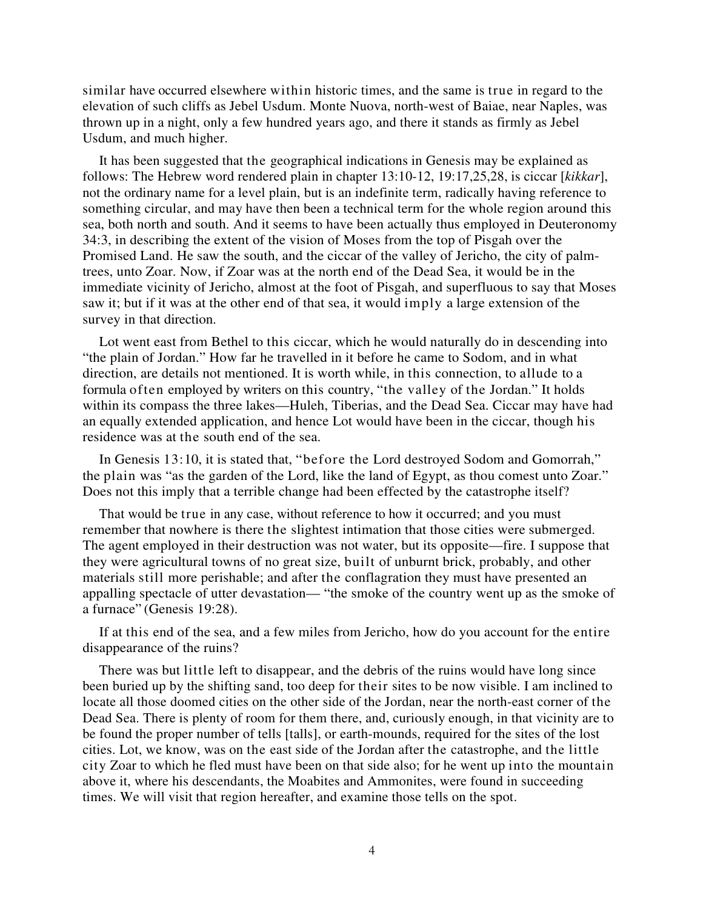similar have occurred elsewhere within historic times, and the same is true in regard to the elevation of such cliffs as Jebel Usdum. Monte Nuova, north-west of Baiae, near Naples, was thrown up in a night, only a few hundred years ago, and there it stands as firmly as Jebel Usdum, and much higher.

It has been suggested that the geographical indications in Genesis may be explained as follows: The Hebrew word rendered plain in chapter 13:10-12, 19:17,25,28, is ciccar [*kikkar*], not the ordinary name for a level plain, but is an indefinite term, radically having reference to something circular, and may have then been a technical term for the whole region around this sea, both north and south. And it seems to have been actually thus employed in Deuteronomy 34:3, in describing the extent of the vision of Moses from the top of Pisgah over the Promised Land. He saw the south, and the ciccar of the valley of Jericho, the city of palm-trees, unto Zoar. Now, if Zoar was at the north end of the Dead Sea, it would be in the immediate vicinity of Jericho, almost at the foot of Pisgah, and superfluous to say that Moses saw it; but if it was at the other end of that sea, it would imply a large extension of the survey in that direction.

Lot went east from Bethel to this ciccar, which he would naturally do in descending into "the plain of Jordan." How far he travelled in it before he came to Sodom, and in what direction, are details not mentioned. It is worth while, in this connection, to allude to a formula often employed by writers on this country, "the valley of the Jordan." It holds within its compass the three lakes—Huleh, Tiberias, and the Dead Sea. Ciccar may have had an equally extended application, and hence Lot would have been in the ciccar, though his residence was at the south end of the sea.

In Genesis 13:10, it is stated that, "before the Lord destroyed Sodom and Gomorrah," the plain was "as the garden of the Lord, like the land of Egypt, as thou comest unto Zoar." Does not this imply that a terrible change had been effected by the catastrophe itself?

That would be true in any case, without reference to how it occurred; and you must remember that nowhere is there the slightest intimation that those cities were submerged. The agent employed in their destruction was not water, but its opposite—fire. I suppose that they were agricultural towns of no great size, built of unburnt brick, probably, and other materials still more perishable; and after the conflagration they must have presented an appalling spectacle of utter devastation— "the smoke of the country went up as the smoke of a furnace" (Genesis 19:28).

If at this end of the sea, and a few miles from Jericho, how do you account for the entire disappearance of the ruins?

There was but little left to disappear, and the debris of the ruins would have long since been buried up by the shifting sand, too deep for their sites to be now visible. I am inclined to locate all those doomed cities on the other side of the Jordan, near the north-east corner of the Dead Sea. There is plenty of room for them there, and, curiously enough, in that vicinity are to be found the proper number of tells [talls], or earth-mounds, required for the sites of the lost cities. Lot, we know, was on the east side of the Jordan after the catastrophe, and the little city Zoar to which he fled must have been on that side also; for he went up into the mountain above it, where his descendants, the Moabites and Ammonites, were found in succeeding times. We will visit that region hereafter, and examine those tells on the spot.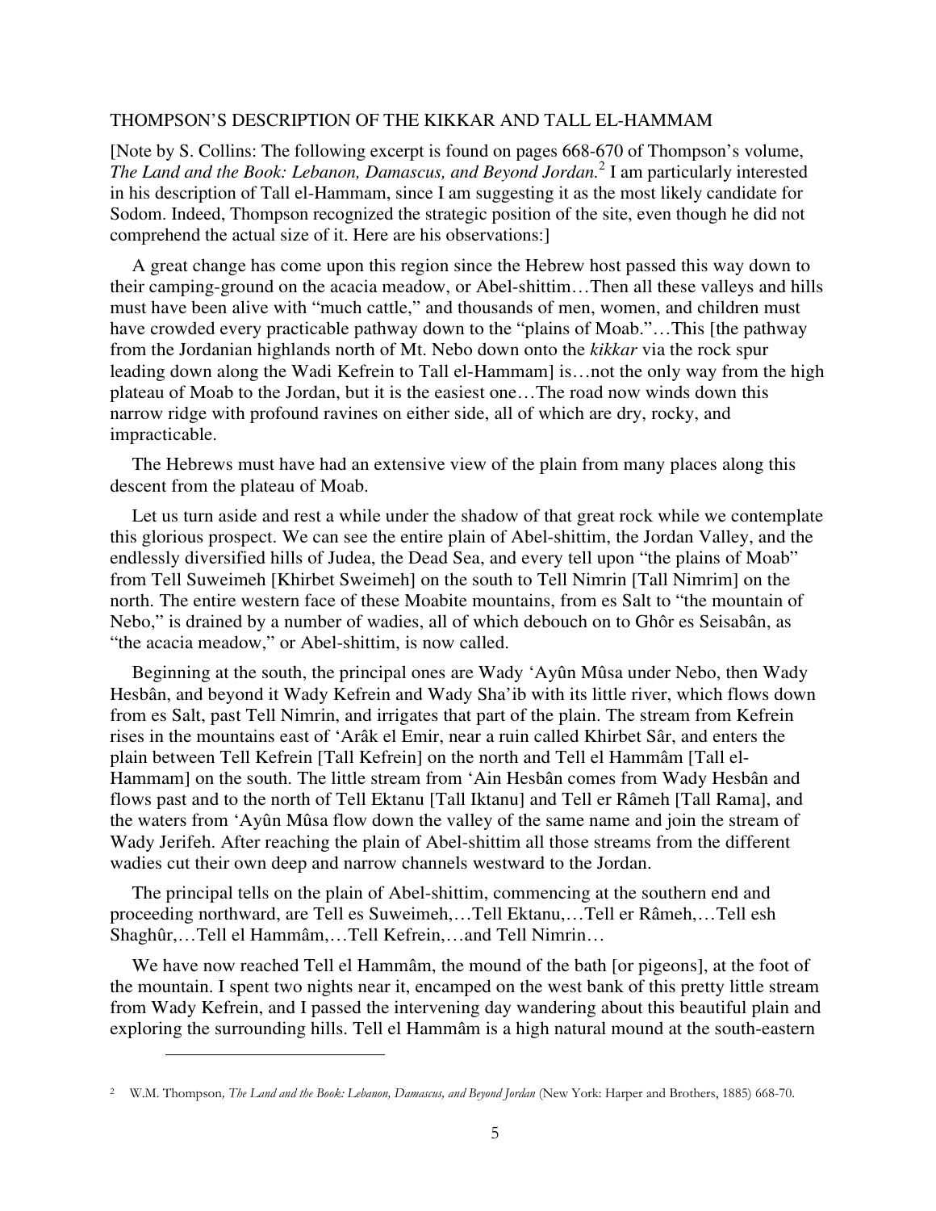THOMPSON'S DESCRIPTION OF THE KIKKAR AND TALL EL-HAMMAM

[Note by S. Collins: The following excerpt is found on pages 668-670 of Thompson's volume, *The Land and the Book: Lebanon, Damascus, and Beyond Jordan.*[2] I am particularly interested in his description of Tall el-Hammam, since I am suggesting it as the most likely candidate for Sodom. Indeed, Thompson recognized the strategic position of the site, even though he did not comprehend the actual size of it. Here are his observations:]

A great change has come upon this region since the Hebrew host passed this way down to their camping-ground on the acacia meadow, or Abel-shittim…Then all these valleys and hills must have been alive with "much cattle," and thousands of men, women, and children must have crowded every practicable pathway down to the "plains of Moab."…This [the pathway from the Jordanian highlands north of Mt. Nebo down onto the *kikkar* via the rock spur leading down along the Wadi Kefrein to Tall el-Hammam] is…not the only way from the high plateau of Moab to the Jordan, but it is the easiest one…The road now winds down this narrow ridge with profound ravines on either side, all of which are dry, rocky, and impracticable.

The Hebrews must have had an extensive view of the plain from many places along this descent from the plateau of Moab.

Let us turn aside and rest a while under the shadow of that great rock while we contemplate this glorious prospect. We can see the entire plain of Abel-shittim, the Jordan Valley, and the endlessly diversified hills of Judea, the Dead Sea, and every tell upon "the plains of Moab" from Tell Suweimeh [Khirbet Sweimeh] on the south to Tell Nimrin [Tall Nimrim] on the north. The entire western face of these Moabite mountains, from es Salt to "the mountain of Nebo," is drained by a number of wadies, all of which debouch on to Ghôr es Seisabân, as "the acacia meadow," or Abel-shittim, is now called.

Beginning at the south, the principal ones are Wady 'Ayûn Mûsa under Nebo, then Wady Hesbân, and beyond it Wady Kefrein and Wady Sha'ib with its little river, which flows down from es Salt, past Tell Nimrin, and irrigates that part of the plain. The stream from Kefrein rises in the mountains east of 'Arâk el Emir, near a ruin called Khirbet Sâr, and enters the plain between Tell Kefrein [Tall Kefrein] on the north and Tell el Hammâm [Tall el-Hammam] on the south. The little stream from 'Ain Hesbân comes from Wady Hesbân and flows past and to the north of Tell Ektanu [Tall Iktanu] and Tell er Râmeh [Tall Rama], and the waters from 'Ayûn Mûsa flow down the valley of the same name and join the stream of Wady Jerifeh. After reaching the plain of Abel-shittim all those streams from the different wadies cut their own deep and narrow channels westward to the Jordan.

The principal tells on the plain of Abel-shittim, commencing at the southern end and proceeding northward, are Tell es Suweimeh,…Tell Ektanu,…Tell er Râmeh,…Tell esh Shaghûr,…Tell el Hammâm,…Tell Kefrein,…and Tell Nimrin…

We have now reached Tell el Hammâm, the mound of the bath [or pigeons], at the foot of the mountain. I spent two nights near it, encamped on the west bank of this pretty little stream from Wady Kefrein, and I passed the intervening day wandering about this beautiful plain and exploring the surrounding hills. Tell el Hammâm is a high natural mound at the south-eastern

---

[2] W.M. Thompson, *The Land and the Book: Lebanon, Damascus, and Beyond Jordan* (New York: Harper and Brothers, 1885) 668-70.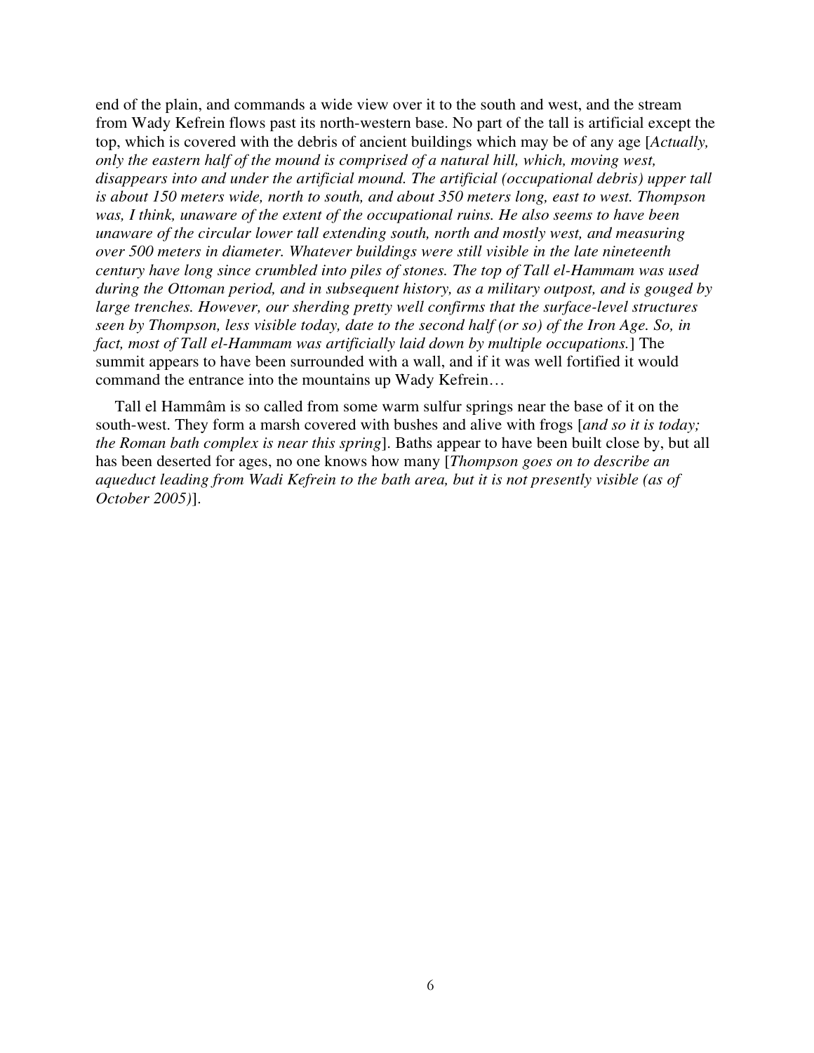end of the plain, and commands a wide view over it to the south and west, and the stream from Wady Kefrein flows past its north-western base. No part of the tall is artificial except the top, which is covered with the debris of ancient buildings which may be of any age [*Actually, only the eastern half of the mound is comprised of a natural hill, which, moving west, disappears into and under the artificial mound. The artificial (occupational debris) upper tall is about 150 meters wide, north to south, and about 350 meters long, east to west. Thompson was, I think, unaware of the extent of the occupational ruins. He also seems to have been unaware of the circular lower tall extending south, north and mostly west, and measuring over 500 meters in diameter. Whatever buildings were still visible in the late nineteenth century have long since crumbled into piles of stones. The top of Tall el-Hammam was used during the Ottoman period, and in subsequent history, as a military outpost, and is gouged by large trenches. However, our sherding pretty well confirms that the surface-level structures seen by Thompson, less visible today, date to the second half (or so) of the Iron Age. So, in fact, most of Tall el-Hammam was artificially laid down by multiple occupations.*] The summit appears to have been surrounded with a wall, and if it was well fortified it would command the entrance into the mountains up Wady Kefrein…

Tall el Hammâm is so called from some warm sulfur springs near the base of it on the south-west. They form a marsh covered with bushes and alive with frogs [*and so it is today; the Roman bath complex is near this spring*]. Baths appear to have been built close by, but all has been deserted for ages, no one knows how many [*Thompson goes on to describe an aqueduct leading from Wadi Kefrein to the bath area, but it is not presently visible (as of October 2005)*].